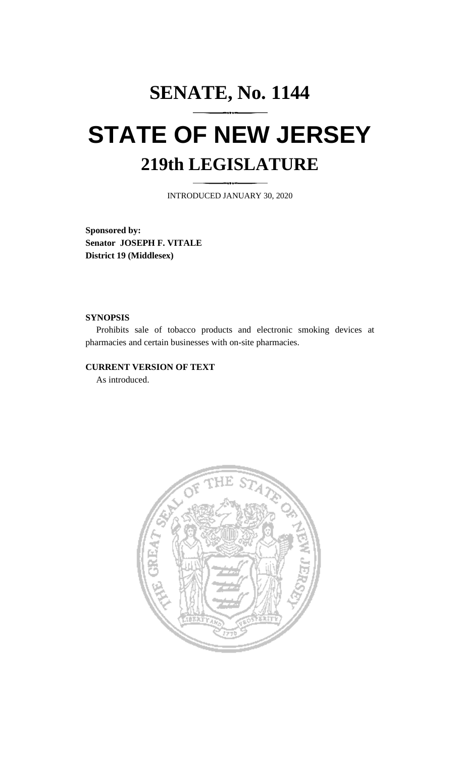# SENATE, No. 1144

# STATE OF NEW JERSEY

## 219th LEGISLATURE

INTRODUCED JANUARY 30, 2020

**Sponsored by:**
**Senator JOSEPH F. VITALE**
**District 19 (Middlesex)**

**SYNOPSIS**

Prohibits sale of tobacco products and electronic smoking devices at pharmacies and certain businesses with on-site pharmacies.

**CURRENT VERSION OF TEXT**

As introduced.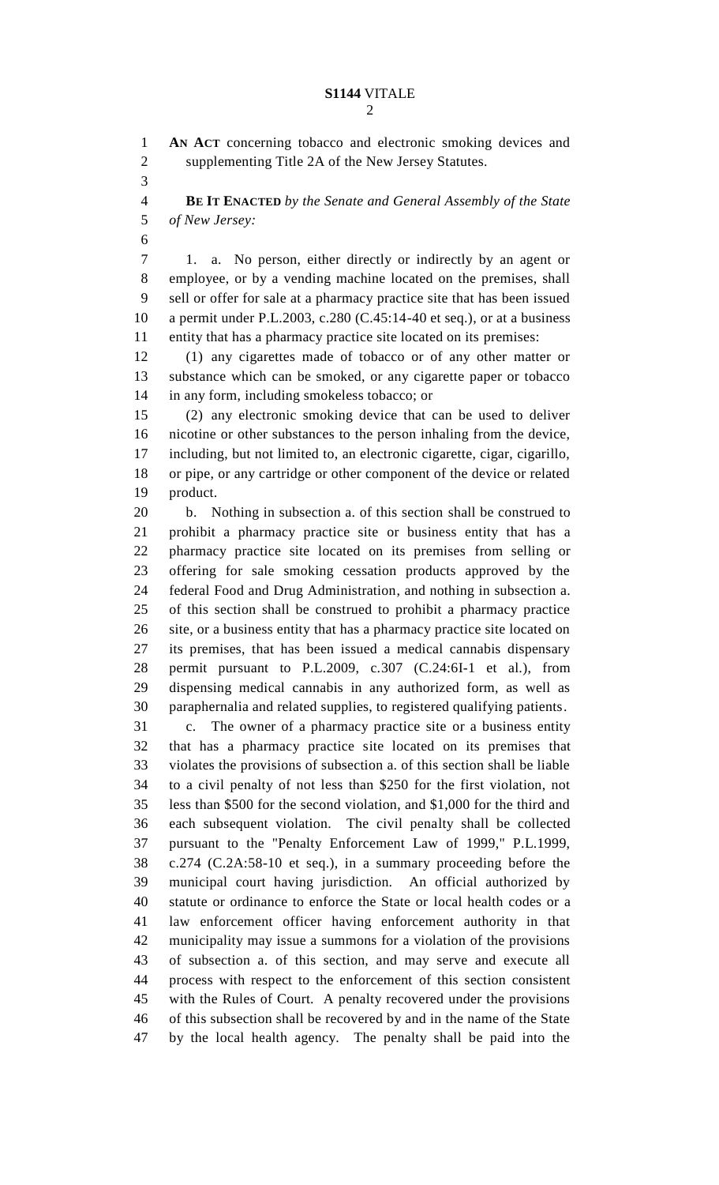**AN ACT** concerning tobacco and electronic smoking devices and supplementing Title 2A of the New Jersey Statutes.

**BE IT ENACTED** *by the Senate and General Assembly of the State of New Jersey:*

1. a. No person, either directly or indirectly by an agent or employee, or by a vending machine located on the premises, shall sell or offer for sale at a pharmacy practice site that has been issued a permit under P.L.2003, c.280 (C.45:14-40 et seq.), or at a business entity that has a pharmacy practice site located on its premises:

(1) any cigarettes made of tobacco or of any other matter or substance which can be smoked, or any cigarette paper or tobacco in any form, including smokeless tobacco; or

(2) any electronic smoking device that can be used to deliver nicotine or other substances to the person inhaling from the device, including, but not limited to, an electronic cigarette, cigar, cigarillo, or pipe, or any cartridge or other component of the device or related product.

b. Nothing in subsection a. of this section shall be construed to prohibit a pharmacy practice site or business entity that has a pharmacy practice site located on its premises from selling or offering for sale smoking cessation products approved by the federal Food and Drug Administration, and nothing in subsection a. of this section shall be construed to prohibit a pharmacy practice site, or a business entity that has a pharmacy practice site located on its premises, that has been issued a medical cannabis dispensary permit pursuant to P.L.2009, c.307 (C.24:6I-1 et al.), from dispensing medical cannabis in any authorized form, as well as paraphernalia and related supplies, to registered qualifying patients.

c. The owner of a pharmacy practice site or a business entity that has a pharmacy practice site located on its premises that violates the provisions of subsection a. of this section shall be liable to a civil penalty of not less than $250 for the first violation, not less than $500 for the second violation, and $1,000 for the third and each subsequent violation. The civil penalty shall be collected pursuant to the "Penalty Enforcement Law of 1999," P.L.1999, c.274 (C.2A:58-10 et seq.), in a summary proceeding before the municipal court having jurisdiction. An official authorized by statute or ordinance to enforce the State or local health codes or a law enforcement officer having enforcement authority in that municipality may issue a summons for a violation of the provisions of subsection a. of this section, and may serve and execute all process with respect to the enforcement of this section consistent with the Rules of Court. A penalty recovered under the provisions of this subsection shall be recovered by and in the name of the State by the local health agency. The penalty shall be paid into the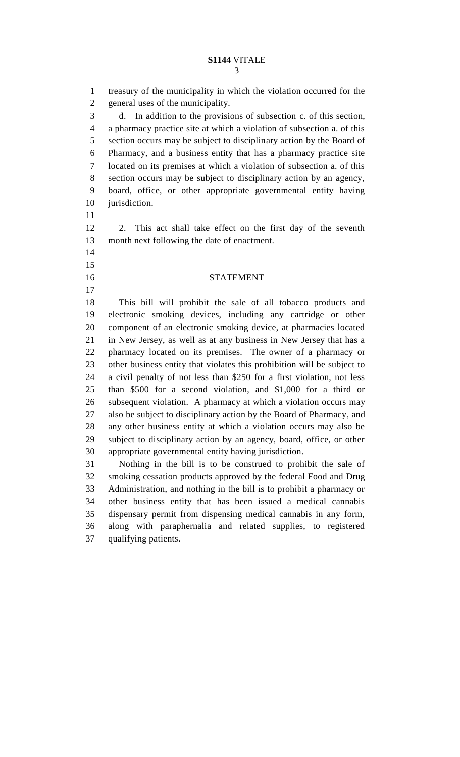treasury of the municipality in which the violation occurred for the general uses of the municipality.

d. In addition to the provisions of subsection c. of this section, a pharmacy practice site at which a violation of subsection a. of this section occurs may be subject to disciplinary action by the Board of Pharmacy, and a business entity that has a pharmacy practice site located on its premises at which a violation of subsection a. of this section occurs may be subject to disciplinary action by an agency, board, office, or other appropriate governmental entity having jurisdiction.

2. This act shall take effect on the first day of the seventh month next following the date of enactment.

## STATEMENT

This bill will prohibit the sale of all tobacco products and electronic smoking devices, including any cartridge or other component of an electronic smoking device, at pharmacies located in New Jersey, as well as at any business in New Jersey that has a pharmacy located on its premises. The owner of a pharmacy or other business entity that violates this prohibition will be subject to a civil penalty of not less than $250 for a first violation, not less than $500 for a second violation, and $1,000 for a third or subsequent violation. A pharmacy at which a violation occurs may also be subject to disciplinary action by the Board of Pharmacy, and any other business entity at which a violation occurs may also be subject to disciplinary action by an agency, board, office, or other appropriate governmental entity having jurisdiction.

Nothing in the bill is to be construed to prohibit the sale of smoking cessation products approved by the federal Food and Drug Administration, and nothing in the bill is to prohibit a pharmacy or other business entity that has been issued a medical cannabis dispensary permit from dispensing medical cannabis in any form, along with paraphernalia and related supplies, to registered qualifying patients.